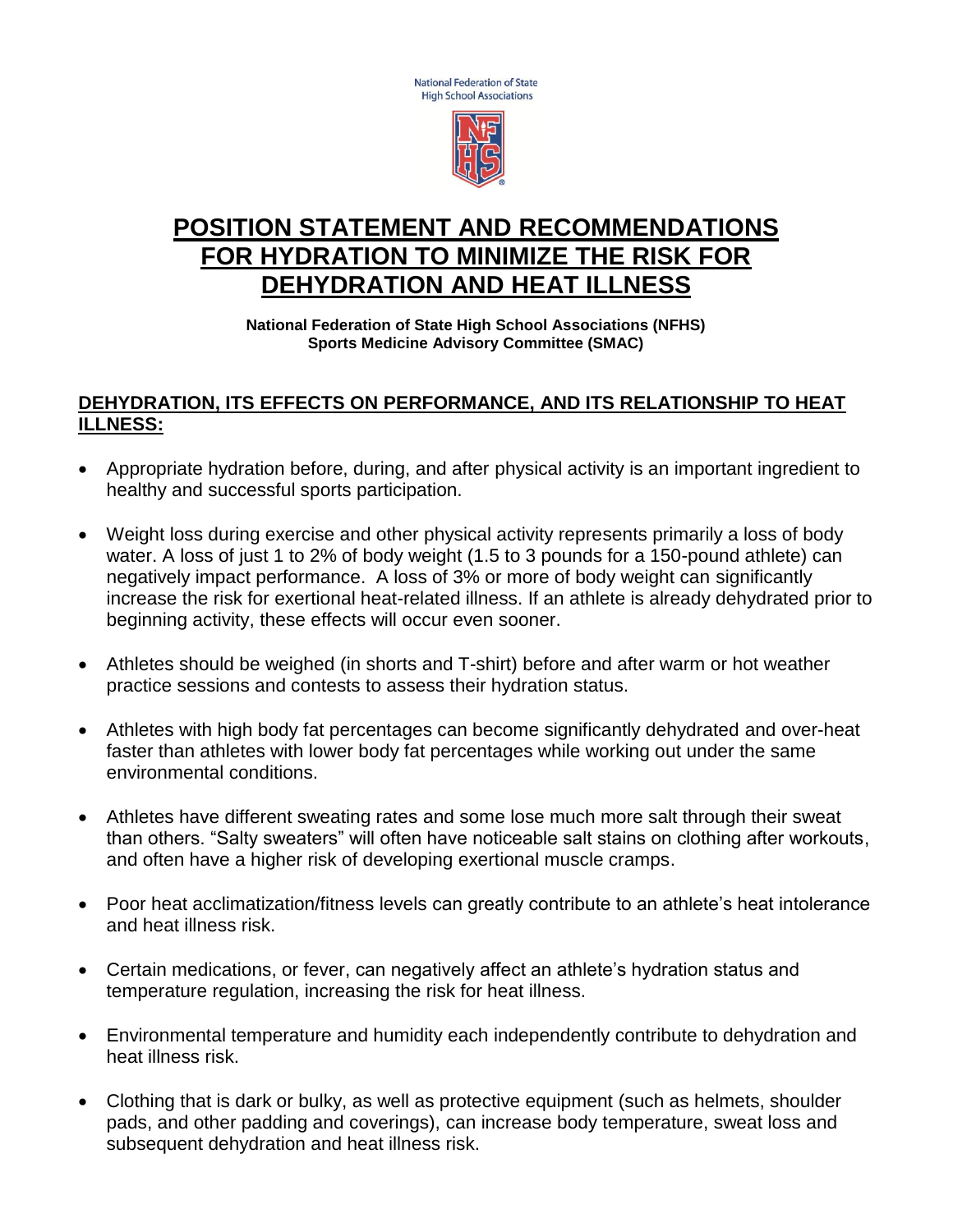National Federation of State High School Associations

# POSITION STATEMENT AND RECOMMENDATIONS FOR HYDRATION TO MINIMIZE THE RISK FOR DEHYDRATION AND HEAT ILLNESS

**National Federation of State High School Associations (NFHS)**
**Sports Medicine Advisory Committee (SMAC)**

## DEHYDRATION, ITS EFFECTS ON PERFORMANCE, AND ITS RELATIONSHIP TO HEAT ILLNESS:

- Appropriate hydration before, during, and after physical activity is an important ingredient to healthy and successful sports participation.
- Weight loss during exercise and other physical activity represents primarily a loss of body water. A loss of just 1 to 2% of body weight (1.5 to 3 pounds for a 150-pound athlete) can negatively impact performance. A loss of 3% or more of body weight can significantly increase the risk for exertional heat-related illness. If an athlete is already dehydrated prior to beginning activity, these effects will occur even sooner.
- Athletes should be weighed (in shorts and T-shirt) before and after warm or hot weather practice sessions and contests to assess their hydration status.
- Athletes with high body fat percentages can become significantly dehydrated and over-heat faster than athletes with lower body fat percentages while working out under the same environmental conditions.
- Athletes have different sweating rates and some lose much more salt through their sweat than others. "Salty sweaters" will often have noticeable salt stains on clothing after workouts, and often have a higher risk of developing exertional muscle cramps.
- Poor heat acclimatization/fitness levels can greatly contribute to an athlete's heat intolerance and heat illness risk.
- Certain medications, or fever, can negatively affect an athlete's hydration status and temperature regulation, increasing the risk for heat illness.
- Environmental temperature and humidity each independently contribute to dehydration and heat illness risk.
- Clothing that is dark or bulky, as well as protective equipment (such as helmets, shoulder pads, and other padding and coverings), can increase body temperature, sweat loss and subsequent dehydration and heat illness risk.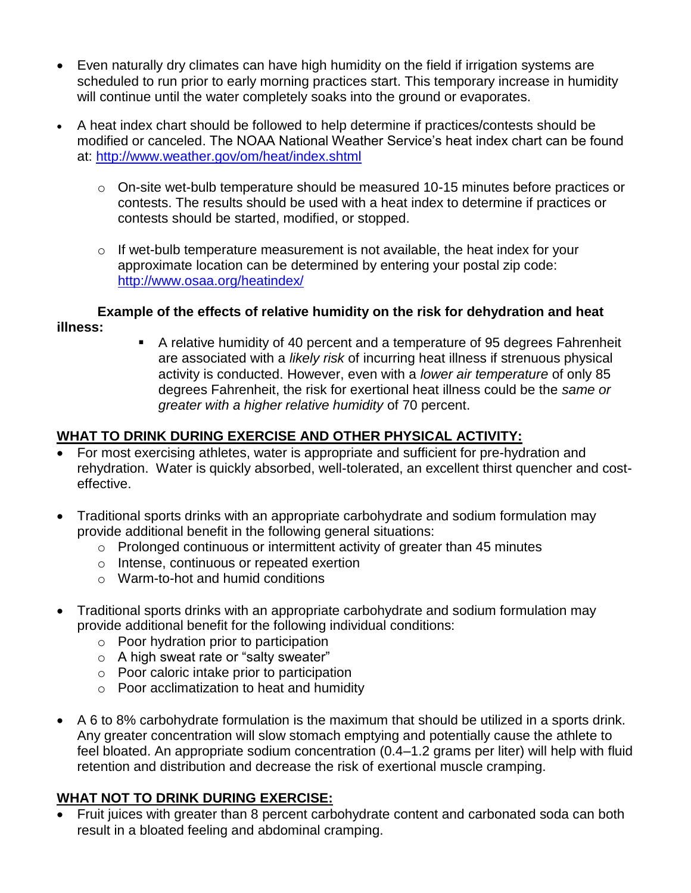- Even naturally dry climates can have high humidity on the field if irrigation systems are scheduled to run prior to early morning practices start. This temporary increase in humidity will continue until the water completely soaks into the ground or evaporates.

- A heat index chart should be followed to help determine if practices/contests should be modified or canceled. The NOAA National Weather Service's heat index chart can be found at: [http://www.weather.gov/om/heat/index.shtml](http://www.weather.gov/om/heat/index.shtml)

    - On-site wet-bulb temperature should be measured 10-15 minutes before practices or contests. The results should be used with a heat index to determine if practices or contests should be started, modified, or stopped.

    - If wet-bulb temperature measurement is not available, the heat index for your approximate location can be determined by entering your postal zip code: [http://www.osaa.org/heatindex/](http://www.osaa.org/heatindex/)

**Example of the effects of relative humidity on the risk for dehydration and heat illness:**

- A relative humidity of 40 percent and a temperature of 95 degrees Fahrenheit are associated with a *likely risk* of incurring heat illness if strenuous physical activity is conducted. However, even with a *lower air temperature* of only 85 degrees Fahrenheit, the risk for exertional heat illness could be the *same or greater with a higher relative humidity* of 70 percent.

## **WHAT TO DRINK DURING EXERCISE AND OTHER PHYSICAL ACTIVITY:**

- For most exercising athletes, water is appropriate and sufficient for pre-hydration and rehydration. Water is quickly absorbed, well-tolerated, an excellent thirst quencher and cost-effective.

- Traditional sports drinks with an appropriate carbohydrate and sodium formulation may provide additional benefit in the following general situations:
    - Prolonged continuous or intermittent activity of greater than 45 minutes
    - Intense, continuous or repeated exertion
    - Warm-to-hot and humid conditions

- Traditional sports drinks with an appropriate carbohydrate and sodium formulation may provide additional benefit for the following individual conditions:
    - Poor hydration prior to participation
    - A high sweat rate or "salty sweater"
    - Poor caloric intake prior to participation
    - Poor acclimatization to heat and humidity

- A 6 to 8% carbohydrate formulation is the maximum that should be utilized in a sports drink. Any greater concentration will slow stomach emptying and potentially cause the athlete to feel bloated. An appropriate sodium concentration (0.4–1.2 grams per liter) will help with fluid retention and distribution and decrease the risk of exertional muscle cramping.

## **WHAT NOT TO DRINK DURING EXERCISE:**

- Fruit juices with greater than 8 percent carbohydrate content and carbonated soda can both result in a bloated feeling and abdominal cramping.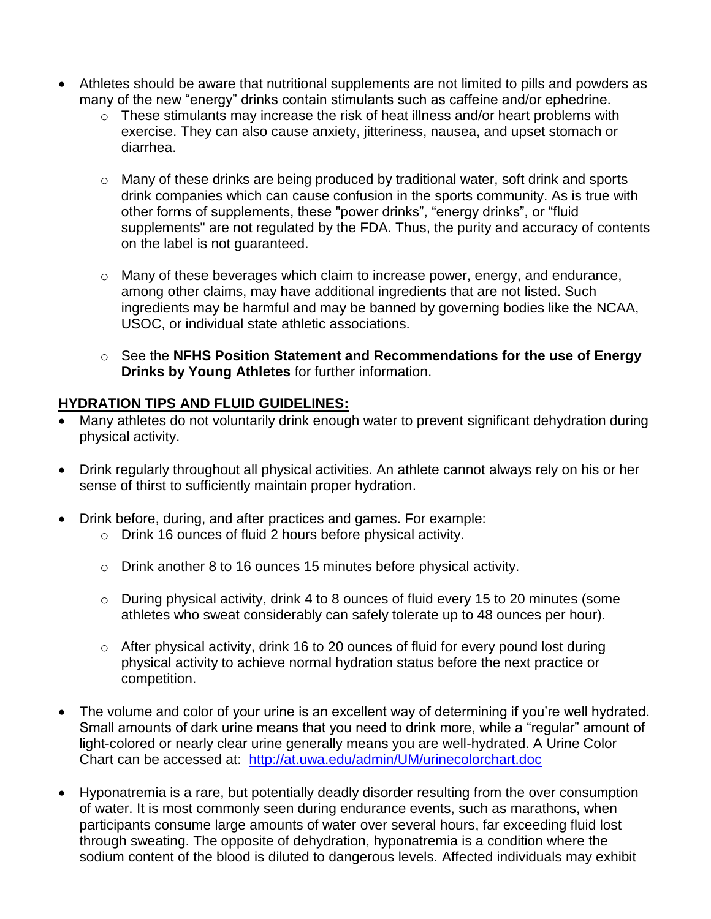- Athletes should be aware that nutritional supplements are not limited to pills and powders as many of the new "energy" drinks contain stimulants such as caffeine and/or ephedrine.
    - These stimulants may increase the risk of heat illness and/or heart problems with exercise. They can also cause anxiety, jitteriness, nausea, and upset stomach or diarrhea.
    - Many of these drinks are being produced by traditional water, soft drink and sports drink companies which can cause confusion in the sports community. As is true with other forms of supplements, these "power drinks", "energy drinks", or "fluid supplements" are not regulated by the FDA. Thus, the purity and accuracy of contents on the label is not guaranteed.
    - Many of these beverages which claim to increase power, energy, and endurance, among other claims, may have additional ingredients that are not listed. Such ingredients may be harmful and may be banned by governing bodies like the NCAA, USOC, or individual state athletic associations.
    - See the **NFHS Position Statement and Recommendations for the use of Energy Drinks by Young Athletes** for further information.

## HYDRATION TIPS AND FLUID GUIDELINES:

- Many athletes do not voluntarily drink enough water to prevent significant dehydration during physical activity.
- Drink regularly throughout all physical activities. An athlete cannot always rely on his or her sense of thirst to sufficiently maintain proper hydration.
- Drink before, during, and after practices and games. For example:
    - Drink 16 ounces of fluid 2 hours before physical activity.
    - Drink another 8 to 16 ounces 15 minutes before physical activity.
    - During physical activity, drink 4 to 8 ounces of fluid every 15 to 20 minutes (some athletes who sweat considerably can safely tolerate up to 48 ounces per hour).
    - After physical activity, drink 16 to 20 ounces of fluid for every pound lost during physical activity to achieve normal hydration status before the next practice or competition.
- The volume and color of your urine is an excellent way of determining if you're well hydrated. Small amounts of dark urine means that you need to drink more, while a "regular" amount of light-colored or nearly clear urine generally means you are well-hydrated. A Urine Color Chart can be accessed at: [http://at.uwa.edu/admin/UM/urinecolorchart.doc](http://at.uwa.edu/admin/UM/urinecolorchart.doc)
- Hyponatremia is a rare, but potentially deadly disorder resulting from the over consumption of water. It is most commonly seen during endurance events, such as marathons, when participants consume large amounts of water over several hours, far exceeding fluid lost through sweating. The opposite of dehydration, hyponatremia is a condition where the sodium content of the blood is diluted to dangerous levels. Affected individuals may exhibit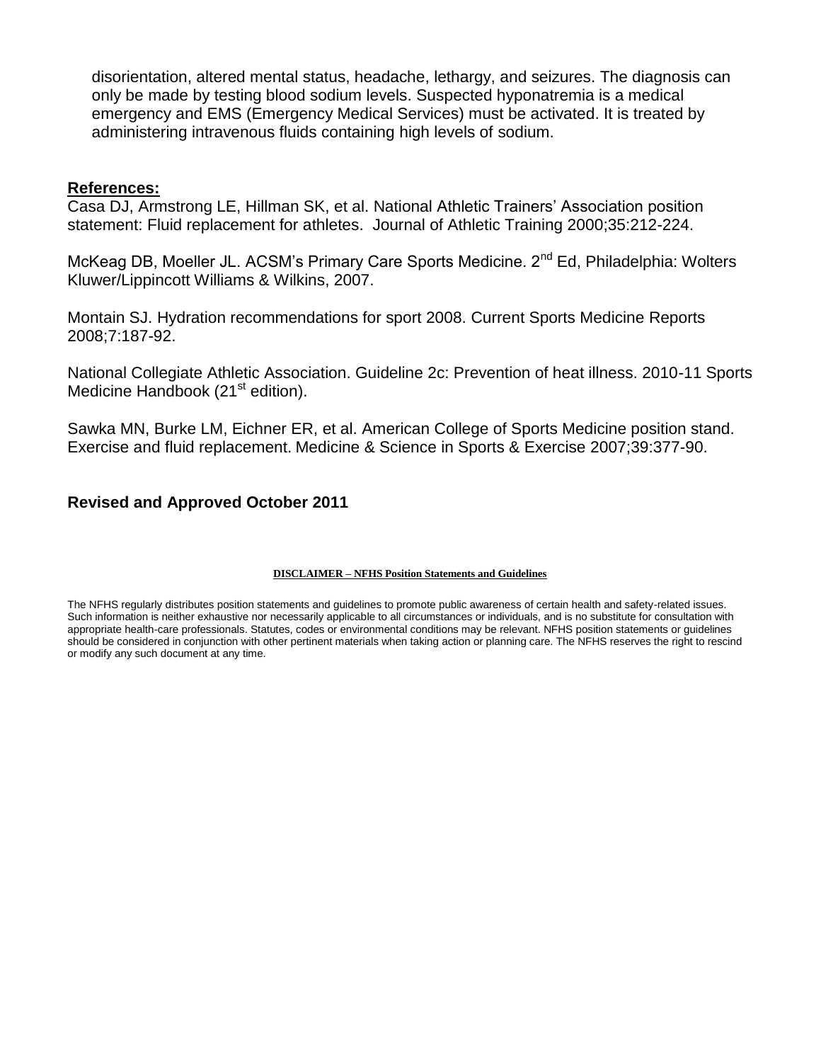disorientation, altered mental status, headache, lethargy, and seizures. The diagnosis can only be made by testing blood sodium levels. Suspected hyponatremia is a medical emergency and EMS (Emergency Medical Services) must be activated. It is treated by administering intravenous fluids containing high levels of sodium.

**References:**

Casa DJ, Armstrong LE, Hillman SK, et al. National Athletic Trainers' Association position statement: Fluid replacement for athletes. Journal of Athletic Training 2000;35:212-224.

McKeag DB, Moeller JL. ACSM's Primary Care Sports Medicine. 2nd Ed, Philadelphia: Wolters Kluwer/Lippincott Williams & Wilkins, 2007.

Montain SJ. Hydration recommendations for sport 2008. Current Sports Medicine Reports 2008;7:187-92.

National Collegiate Athletic Association. Guideline 2c: Prevention of heat illness. 2010-11 Sports Medicine Handbook (21st edition).

Sawka MN, Burke LM, Eichner ER, et al. American College of Sports Medicine position stand. Exercise and fluid replacement. Medicine & Science in Sports & Exercise 2007;39:377-90.

**Revised and Approved October 2011**

**DISCLAIMER – NFHS Position Statements and Guidelines**

The NFHS regularly distributes position statements and guidelines to promote public awareness of certain health and safety-related issues. Such information is neither exhaustive nor necessarily applicable to all circumstances or individuals, and is no substitute for consultation with appropriate health-care professionals. Statutes, codes or environmental conditions may be relevant. NFHS position statements or guidelines should be considered in conjunction with other pertinent materials when taking action or planning care. The NFHS reserves the right to rescind or modify any such document at any time.